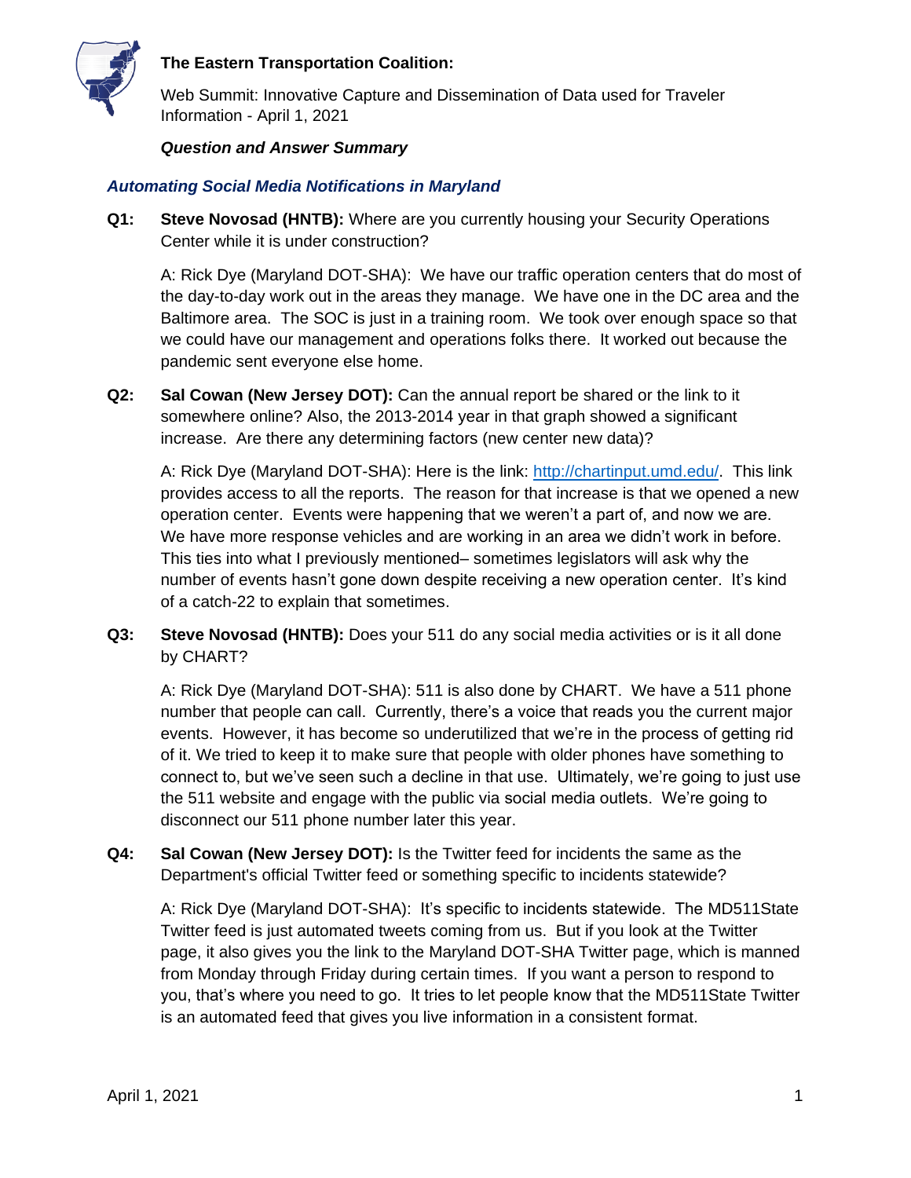# The Eastern Transportation Coalition:

Web Summit: Innovative Capture and Dissemination of Data used for Traveler Information - April 1, 2021

***Question and Answer Summary***

## *Automating Social Media Notifications in Maryland*

**Q1:** **Steve Novosad (HNTB):** Where are you currently housing your Security Operations Center while it is under construction?

A: Rick Dye (Maryland DOT-SHA): We have our traffic operation centers that do most of the day-to-day work out in the areas they manage. We have one in the DC area and the Baltimore area. The SOC is just in a training room. We took over enough space so that we could have our management and operations folks there. It worked out because the pandemic sent everyone else home.

**Q2:** **Sal Cowan (New Jersey DOT):** Can the annual report be shared or the link to it somewhere online? Also, the 2013-2014 year in that graph showed a significant increase. Are there any determining factors (new center new data)?

A: Rick Dye (Maryland DOT-SHA): Here is the link: [http://chartinput.umd.edu/](http://chartinput.umd.edu/). This link provides access to all the reports. The reason for that increase is that we opened a new operation center. Events were happening that we weren't a part of, and now we are. We have more response vehicles and are working in an area we didn't work in before. This ties into what I previously mentioned– sometimes legislators will ask why the number of events hasn't gone down despite receiving a new operation center. It's kind of a catch-22 to explain that sometimes.

**Q3:** **Steve Novosad (HNTB):** Does your 511 do any social media activities or is it all done by CHART?

A: Rick Dye (Maryland DOT-SHA): 511 is also done by CHART. We have a 511 phone number that people can call. Currently, there's a voice that reads you the current major events. However, it has become so underutilized that we're in the process of getting rid of it. We tried to keep it to make sure that people with older phones have something to connect to, but we've seen such a decline in that use. Ultimately, we're going to just use the 511 website and engage with the public via social media outlets. We're going to disconnect our 511 phone number later this year.

**Q4:** **Sal Cowan (New Jersey DOT):** Is the Twitter feed for incidents the same as the Department's official Twitter feed or something specific to incidents statewide?

A: Rick Dye (Maryland DOT-SHA): It's specific to incidents statewide. The MD511State Twitter feed is just automated tweets coming from us. But if you look at the Twitter page, it also gives you the link to the Maryland DOT-SHA Twitter page, which is manned from Monday through Friday during certain times. If you want a person to respond to you, that's where you need to go. It tries to let people know that the MD511State Twitter is an automated feed that gives you live information in a consistent format.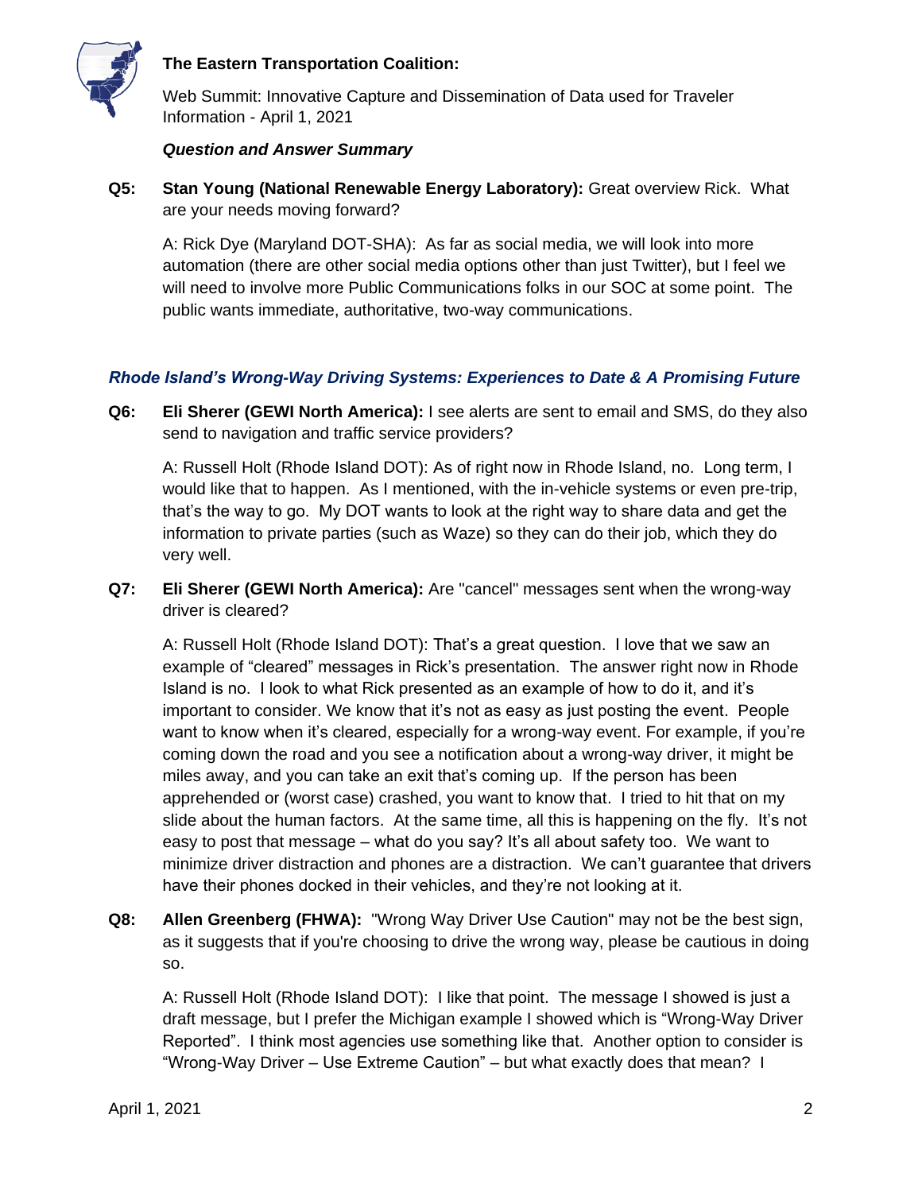**Q5: Stan Young (National Renewable Energy Laboratory):** Great overview Rick. What are your needs moving forward?

A: Rick Dye (Maryland DOT-SHA): As far as social media, we will look into more automation (there are other social media options other than just Twitter), but I feel we will need to involve more Public Communications folks in our SOC at some point. The public wants immediate, authoritative, two-way communications.

### *Rhode Island's Wrong-Way Driving Systems: Experiences to Date & A Promising Future*

**Q6: Eli Sherer (GEWI North America):** I see alerts are sent to email and SMS, do they also send to navigation and traffic service providers?

A: Russell Holt (Rhode Island DOT): As of right now in Rhode Island, no. Long term, I would like that to happen. As I mentioned, with the in-vehicle systems or even pre-trip, that's the way to go. My DOT wants to look at the right way to share data and get the information to private parties (such as Waze) so they can do their job, which they do very well.

**Q7: Eli Sherer (GEWI North America):** Are "cancel" messages sent when the wrong-way driver is cleared?

A: Russell Holt (Rhode Island DOT): That's a great question. I love that we saw an example of "cleared" messages in Rick's presentation. The answer right now in Rhode Island is no. I look to what Rick presented as an example of how to do it, and it's important to consider. We know that it's not as easy as just posting the event. People want to know when it's cleared, especially for a wrong-way event. For example, if you're coming down the road and you see a notification about a wrong-way driver, it might be miles away, and you can take an exit that's coming up. If the person has been apprehended or (worst case) crashed, you want to know that. I tried to hit that on my slide about the human factors. At the same time, all this is happening on the fly. It's not easy to post that message – what do you say? It's all about safety too. We want to minimize driver distraction and phones are a distraction. We can't guarantee that drivers have their phones docked in their vehicles, and they're not looking at it.

**Q8: Allen Greenberg (FHWA):** "Wrong Way Driver Use Caution" may not be the best sign, as it suggests that if you're choosing to drive the wrong way, please be cautious in doing so.

A: Russell Holt (Rhode Island DOT): I like that point. The message I showed is just a draft message, but I prefer the Michigan example I showed which is "Wrong-Way Driver Reported". I think most agencies use something like that. Another option to consider is "Wrong-Way Driver – Use Extreme Caution" – but what exactly does that mean? I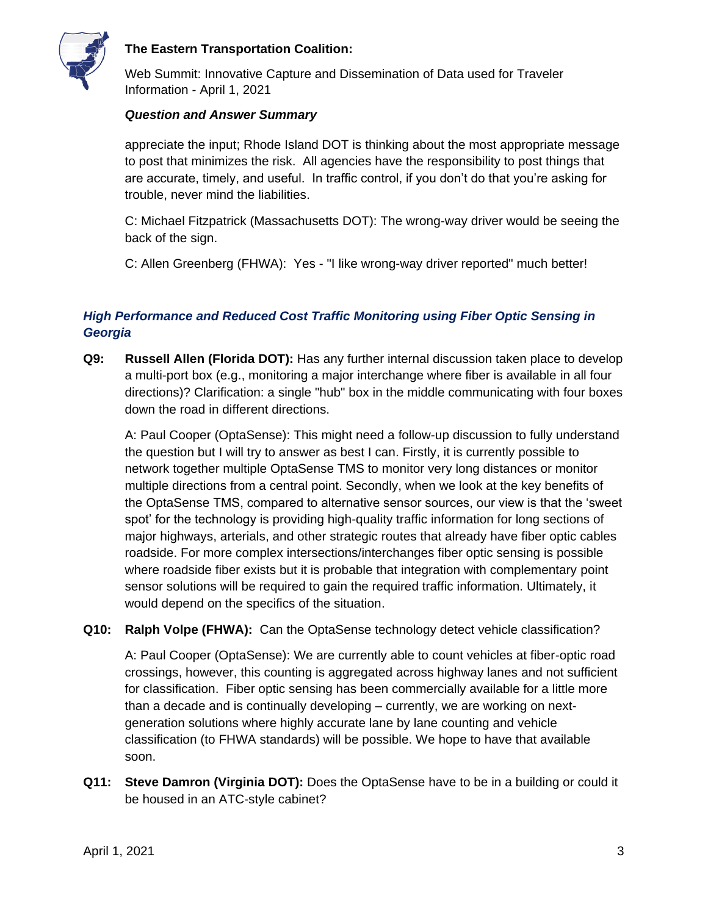appreciate the input; Rhode Island DOT is thinking about the most appropriate message to post that minimizes the risk. All agencies have the responsibility to post things that are accurate, timely, and useful. In traffic control, if you don't do that you're asking for trouble, never mind the liabilities.

C: Michael Fitzpatrick (Massachusetts DOT): The wrong-way driver would be seeing the back of the sign.

C: Allen Greenberg (FHWA): Yes - "I like wrong-way driver reported" much better!

### *High Performance and Reduced Cost Traffic Monitoring using Fiber Optic Sensing in Georgia*

**Q9:** **Russell Allen (Florida DOT):** Has any further internal discussion taken place to develop a multi-port box (e.g., monitoring a major interchange where fiber is available in all four directions)? Clarification: a single "hub" box in the middle communicating with four boxes down the road in different directions.

A: Paul Cooper (OptaSense): This might need a follow-up discussion to fully understand the question but I will try to answer as best I can. Firstly, it is currently possible to network together multiple OptaSense TMS to monitor very long distances or monitor multiple directions from a central point. Secondly, when we look at the key benefits of the OptaSense TMS, compared to alternative sensor sources, our view is that the 'sweet spot' for the technology is providing high-quality traffic information for long sections of major highways, arterials, and other strategic routes that already have fiber optic cables roadside. For more complex intersections/interchanges fiber optic sensing is possible where roadside fiber exists but it is probable that integration with complementary point sensor solutions will be required to gain the required traffic information. Ultimately, it would depend on the specifics of the situation.

**Q10:** **Ralph Volpe (FHWA):** Can the OptaSense technology detect vehicle classification?

A: Paul Cooper (OptaSense): We are currently able to count vehicles at fiber-optic road crossings, however, this counting is aggregated across highway lanes and not sufficient for classification. Fiber optic sensing has been commercially available for a little more than a decade and is continually developing – currently, we are working on next-generation solutions where highly accurate lane by lane counting and vehicle classification (to FHWA standards) will be possible. We hope to have that available soon.

**Q11:** **Steve Damron (Virginia DOT):** Does the OptaSense have to be in a building or could it be housed in an ATC-style cabinet?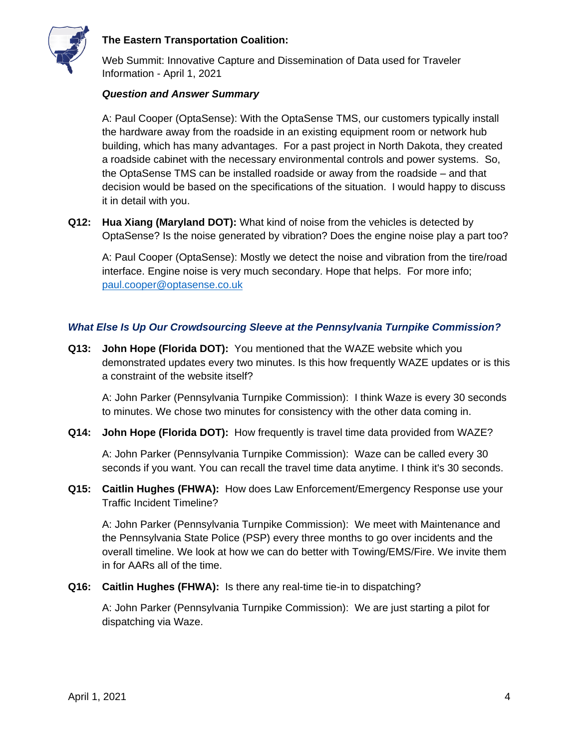A: Paul Cooper (OptaSense): With the OptaSense TMS, our customers typically install the hardware away from the roadside in an existing equipment room or network hub building, which has many advantages. For a past project in North Dakota, they created a roadside cabinet with the necessary environmental controls and power systems. So, the OptaSense TMS can be installed roadside or away from the roadside – and that decision would be based on the specifications of the situation. I would happy to discuss it in detail with you.

**Q12: Hua Xiang (Maryland DOT):** What kind of noise from the vehicles is detected by OptaSense? Is the noise generated by vibration? Does the engine noise play a part too?

A: Paul Cooper (OptaSense): Mostly we detect the noise and vibration from the tire/road interface. Engine noise is very much secondary. Hope that helps. For more info; paul.cooper@optasense.co.uk

### *What Else Is Up Our Crowdsourcing Sleeve at the Pennsylvania Turnpike Commission?*

**Q13: John Hope (Florida DOT):** You mentioned that the WAZE website which you demonstrated updates every two minutes. Is this how frequently WAZE updates or is this a constraint of the website itself?

A: John Parker (Pennsylvania Turnpike Commission): I think Waze is every 30 seconds to minutes. We chose two minutes for consistency with the other data coming in.

**Q14: John Hope (Florida DOT):** How frequently is travel time data provided from WAZE?

A: John Parker (Pennsylvania Turnpike Commission): Waze can be called every 30 seconds if you want. You can recall the travel time data anytime. I think it's 30 seconds.

**Q15: Caitlin Hughes (FHWA):** How does Law Enforcement/Emergency Response use your Traffic Incident Timeline?

A: John Parker (Pennsylvania Turnpike Commission): We meet with Maintenance and the Pennsylvania State Police (PSP) every three months to go over incidents and the overall timeline. We look at how we can do better with Towing/EMS/Fire. We invite them in for AARs all of the time.

**Q16: Caitlin Hughes (FHWA):** Is there any real-time tie-in to dispatching?

A: John Parker (Pennsylvania Turnpike Commission): We are just starting a pilot for dispatching via Waze.